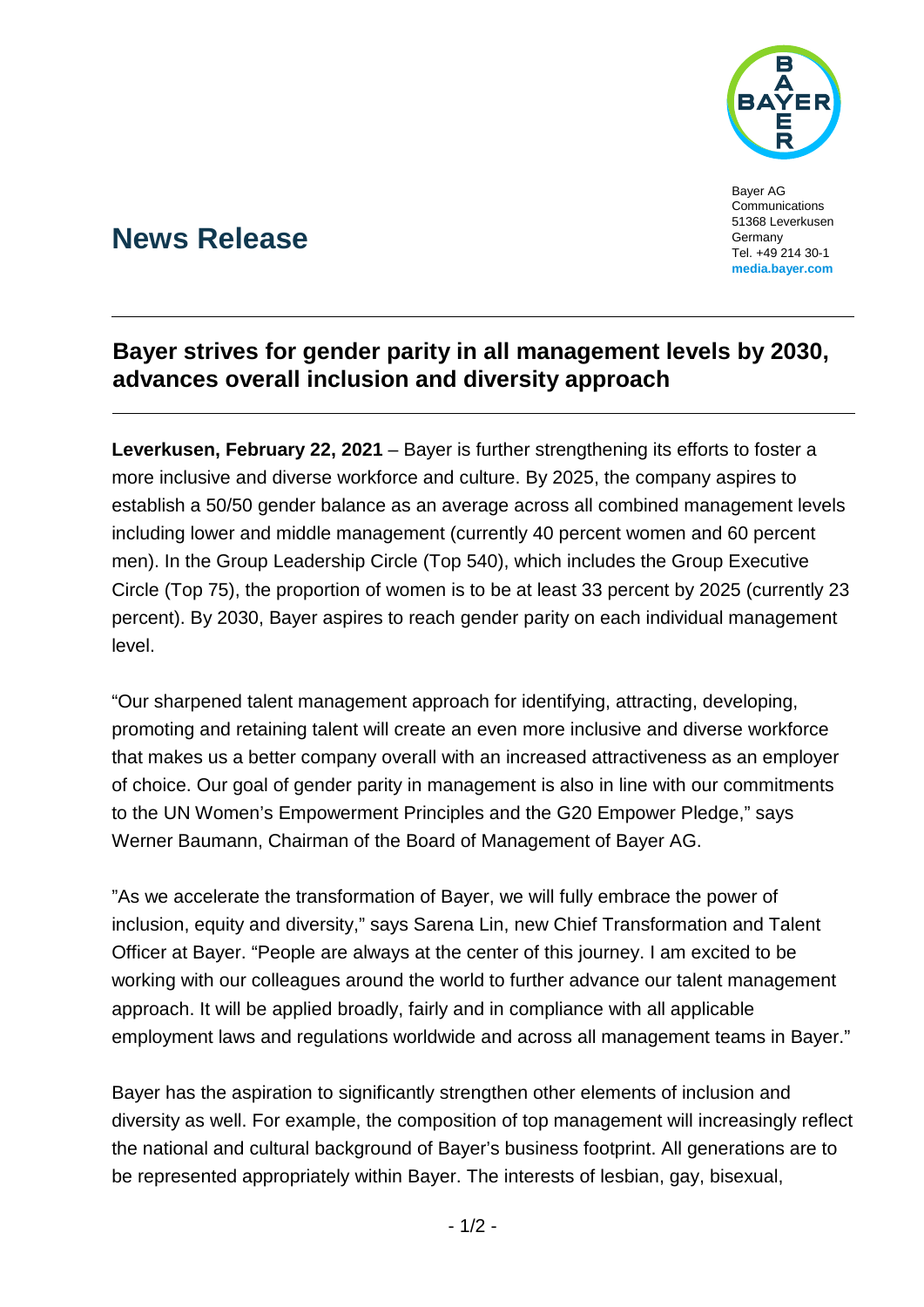Bayer AG
Communications
51368 Leverkusen
Germany
Tel. +49 214 30-1
**media.bayer.com**

# News Release

## Bayer strives for gender parity in all management levels by 2030, advances overall inclusion and diversity approach

**Leverkusen, February 22, 2021** – Bayer is further strengthening its efforts to foster a more inclusive and diverse workforce and culture. By 2025, the company aspires to establish a 50/50 gender balance as an average across all combined management levels including lower and middle management (currently 40 percent women and 60 percent men). In the Group Leadership Circle (Top 540), which includes the Group Executive Circle (Top 75), the proportion of women is to be at least 33 percent by 2025 (currently 23 percent). By 2030, Bayer aspires to reach gender parity on each individual management level.

"Our sharpened talent management approach for identifying, attracting, developing, promoting and retaining talent will create an even more inclusive and diverse workforce that makes us a better company overall with an increased attractiveness as an employer of choice. Our goal of gender parity in management is also in line with our commitments to the UN Women's Empowerment Principles and the G20 Empower Pledge," says Werner Baumann, Chairman of the Board of Management of Bayer AG.

"As we accelerate the transformation of Bayer, we will fully embrace the power of inclusion, equity and diversity," says Sarena Lin, new Chief Transformation and Talent Officer at Bayer. "People are always at the center of this journey. I am excited to be working with our colleagues around the world to further advance our talent management approach. It will be applied broadly, fairly and in compliance with all applicable employment laws and regulations worldwide and across all management teams in Bayer."

Bayer has the aspiration to significantly strengthen other elements of inclusion and diversity as well. For example, the composition of top management will increasingly reflect the national and cultural background of Bayer's business footprint. All generations are to be represented appropriately within Bayer. The interests of lesbian, gay, bisexual,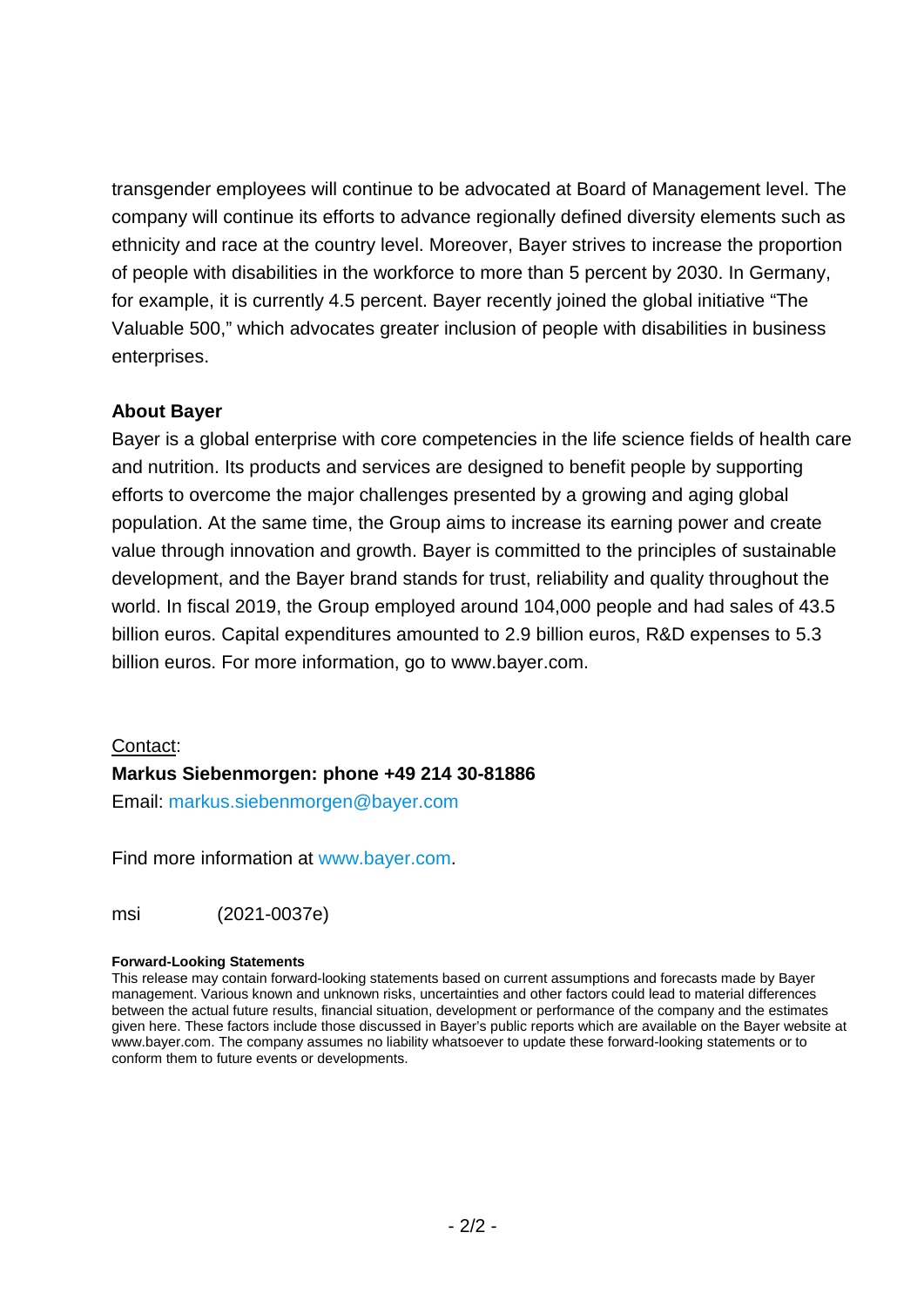transgender employees will continue to be advocated at Board of Management level. The company will continue its efforts to advance regionally defined diversity elements such as ethnicity and race at the country level. Moreover, Bayer strives to increase the proportion of people with disabilities in the workforce to more than 5 percent by 2030. In Germany, for example, it is currently 4.5 percent. Bayer recently joined the global initiative "The Valuable 500," which advocates greater inclusion of people with disabilities in business enterprises.

**About Bayer**

Bayer is a global enterprise with core competencies in the life science fields of health care and nutrition. Its products and services are designed to benefit people by supporting efforts to overcome the major challenges presented by a growing and aging global population. At the same time, the Group aims to increase its earning power and create value through innovation and growth. Bayer is committed to the principles of sustainable development, and the Bayer brand stands for trust, reliability and quality throughout the world. In fiscal 2019, the Group employed around 104,000 people and had sales of 43.5 billion euros. Capital expenditures amounted to 2.9 billion euros, R&D expenses to 5.3 billion euros. For more information, go to www.bayer.com.

Contact:

**Markus Siebenmorgen: phone +49 214 30-81886**

Email: markus.siebenmorgen@bayer.com

Find more information at www.bayer.com.

msi (2021-0037e)

**Forward-Looking Statements**

This release may contain forward-looking statements based on current assumptions and forecasts made by Bayer management. Various known and unknown risks, uncertainties and other factors could lead to material differences between the actual future results, financial situation, development or performance of the company and the estimates given here. These factors include those discussed in Bayer's public reports which are available on the Bayer website at www.bayer.com. The company assumes no liability whatsoever to update these forward-looking statements or to conform them to future events or developments.